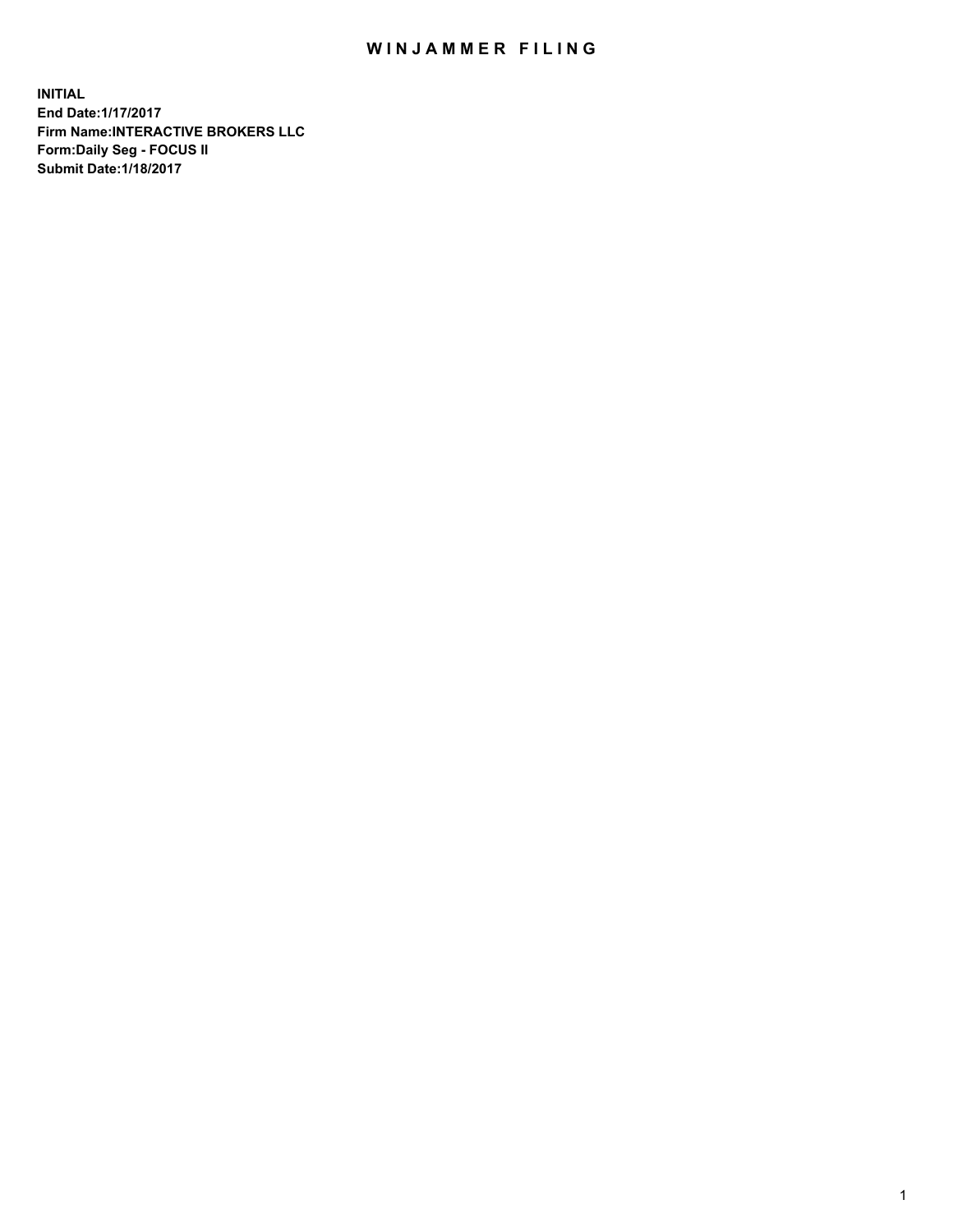# WINJAMMER FILING

**INITIAL**
**End Date:1/17/2017**
**Firm Name:INTERACTIVE BROKERS LLC**
**Form:Daily Seg - FOCUS II**
**Submit Date:1/18/2017**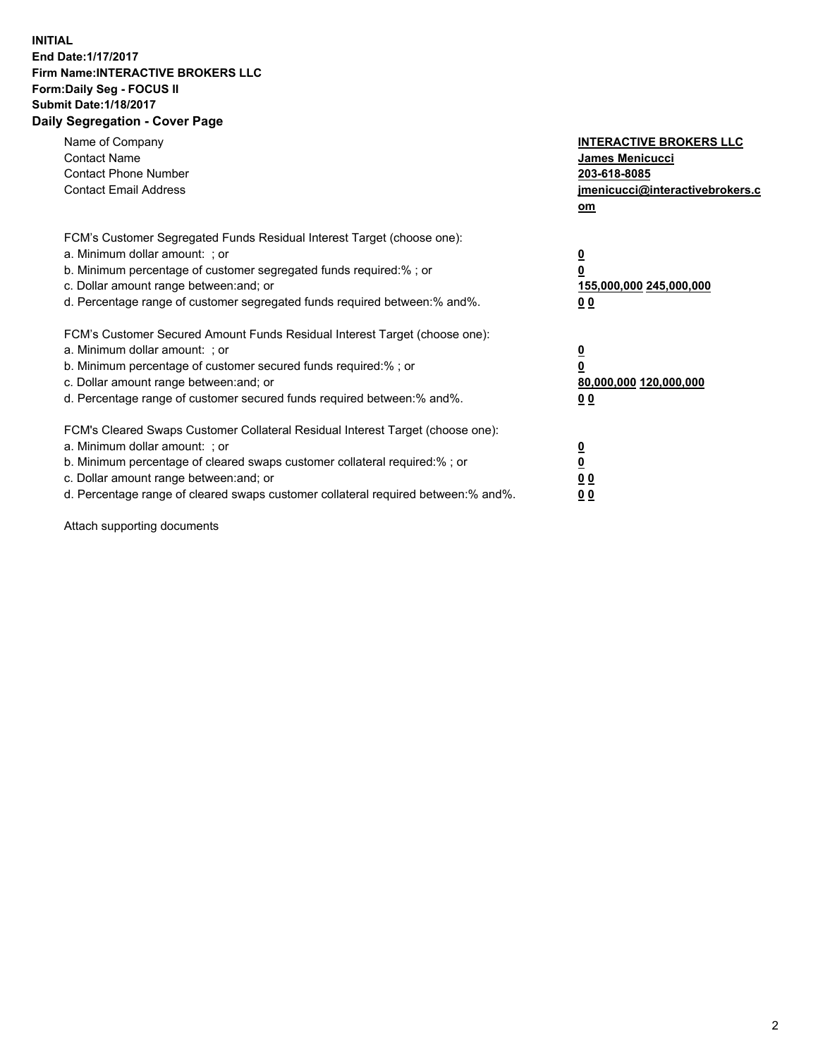**INITIAL**
**End Date:1/17/2017**
**Firm Name:INTERACTIVE BROKERS LLC**
**Form:Daily Seg - FOCUS II**
**Submit Date:1/18/2017**

## Daily Segregation - Cover Page

| | |
|---|---|
| Name of Company | **INTERACTIVE BROKERS LLC** |
| Contact Name | **James Menicucci** |
| Contact Phone Number | **203-618-8085** |
| Contact Email Address | **jmenicucci@interactivebrokers.com** |

FCM's Customer Segregated Funds Residual Interest Target (choose one):

| | |
|---|---|
| a. Minimum dollar amount: ; or | **0** |
| b. Minimum percentage of customer segregated funds required:% ; or | **0** |
| c. Dollar amount range between:and; or | **155,000,000 245,000,000** |
| d. Percentage range of customer segregated funds required between:% and%. | **0 0** |

FCM's Customer Secured Amount Funds Residual Interest Target (choose one):

| | |
|---|---|
| a. Minimum dollar amount: ; or | **0** |
| b. Minimum percentage of customer secured funds required:% ; or | **0** |
| c. Dollar amount range between:and; or | **80,000,000 120,000,000** |
| d. Percentage range of customer secured funds required between:% and%. | **0 0** |

FCM's Cleared Swaps Customer Collateral Residual Interest Target (choose one):

| | |
|---|---|
| a. Minimum dollar amount: ; or | **0** |
| b. Minimum percentage of cleared swaps customer collateral required:% ; or | **0** |
| c. Dollar amount range between:and; or | **0 0** |
| d. Percentage range of cleared swaps customer collateral required between:% and%. | **0 0** |

Attach supporting documents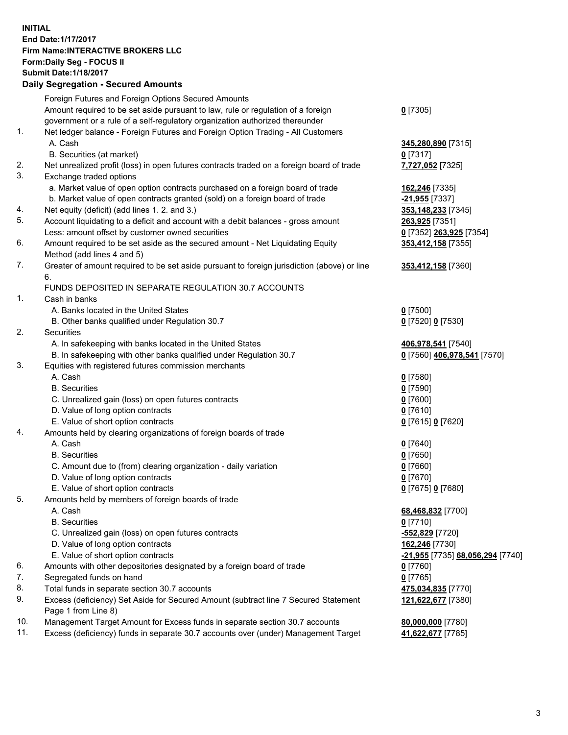**INITIAL**
**End Date:1/17/2017**
**Firm Name:INTERACTIVE BROKERS LLC**
**Form:Daily Seg - FOCUS II**
**Submit Date:1/18/2017**
**Daily Segregation - Secured Amounts**

| | | |
|---|---|---|
| | Foreign Futures and Foreign Options Secured Amounts | |
| | Amount required to be set aside pursuant to law, rule or regulation of a foreign government or a rule of a self-regulatory organization authorized thereunder | **0** [7305] |
| 1. | Net ledger balance - Foreign Futures and Foreign Option Trading - All Customers | |
| | A. Cash | **345,280,890** [7315] |
| | B. Securities (at market) | **0** [7317] |
| 2. | Net unrealized profit (loss) in open futures contracts traded on a foreign board of trade | **7,727,052** [7325] |
| 3. | Exchange traded options | |
| | a. Market value of open option contracts purchased on a foreign board of trade | **162,246** [7335] |
| | b. Market value of open contracts granted (sold) on a foreign board of trade | **-21,955** [7337] |
| 4. | Net equity (deficit) (add lines 1. 2. and 3.) | **353,148,233** [7345] |
| 5. | Account liquidating to a deficit and account with a debit balances - gross amount | **263,925** [7351] |
| | Less: amount offset by customer owned securities | **0** [7352] **263,925** [7354] |
| 6. | Amount required to be set aside as the secured amount - Net Liquidating Equity Method (add lines 4 and 5) | **353,412,158** [7355] |
| 7. | Greater of amount required to be set aside pursuant to foreign jurisdiction (above) or line 6. | **353,412,158** [7360] |
| | FUNDS DEPOSITED IN SEPARATE REGULATION 30.7 ACCOUNTS | |
| 1. | Cash in banks | |
| | A. Banks located in the United States | **0** [7500] |
| | B. Other banks qualified under Regulation 30.7 | **0** [7520] **0** [7530] |
| 2. | Securities | |
| | A. In safekeeping with banks located in the United States | **406,978,541** [7540] |
| | B. In safekeeping with other banks qualified under Regulation 30.7 | **0** [7560] **406,978,541** [7570] |
| 3. | Equities with registered futures commission merchants | |
| | A. Cash | **0** [7580] |
| | B. Securities | **0** [7590] |
| | C. Unrealized gain (loss) on open futures contracts | **0** [7600] |
| | D. Value of long option contracts | **0** [7610] |
| | E. Value of short option contracts | **0** [7615] **0** [7620] |
| 4. | Amounts held by clearing organizations of foreign boards of trade | |
| | A. Cash | **0** [7640] |
| | B. Securities | **0** [7650] |
| | C. Amount due to (from) clearing organization - daily variation | **0** [7660] |
| | D. Value of long option contracts | **0** [7670] |
| | E. Value of short option contracts | **0** [7675] **0** [7680] |
| 5. | Amounts held by members of foreign boards of trade | |
| | A. Cash | **68,468,832** [7700] |
| | B. Securities | **0** [7710] |
| | C. Unrealized gain (loss) on open futures contracts | **-552,829** [7720] |
| | D. Value of long option contracts | **162,246** [7730] |
| | E. Value of short option contracts | **-21,955** [7735] **68,056,294** [7740] |
| 6. | Amounts with other depositories designated by a foreign board of trade | **0** [7760] |
| 7. | Segregated funds on hand | **0** [7765] |
| 8. | Total funds in separate section 30.7 accounts | **475,034,835** [7770] |
| 9. | Excess (deficiency) Set Aside for Secured Amount (subtract line 7 Secured Statement Page 1 from Line 8) | **121,622,677** [7380] |
| 10. | Management Target Amount for Excess funds in separate section 30.7 accounts | **80,000,000** [7780] |
| 11. | Excess (deficiency) funds in separate 30.7 accounts over (under) Management Target | **41,622,677** [7785] |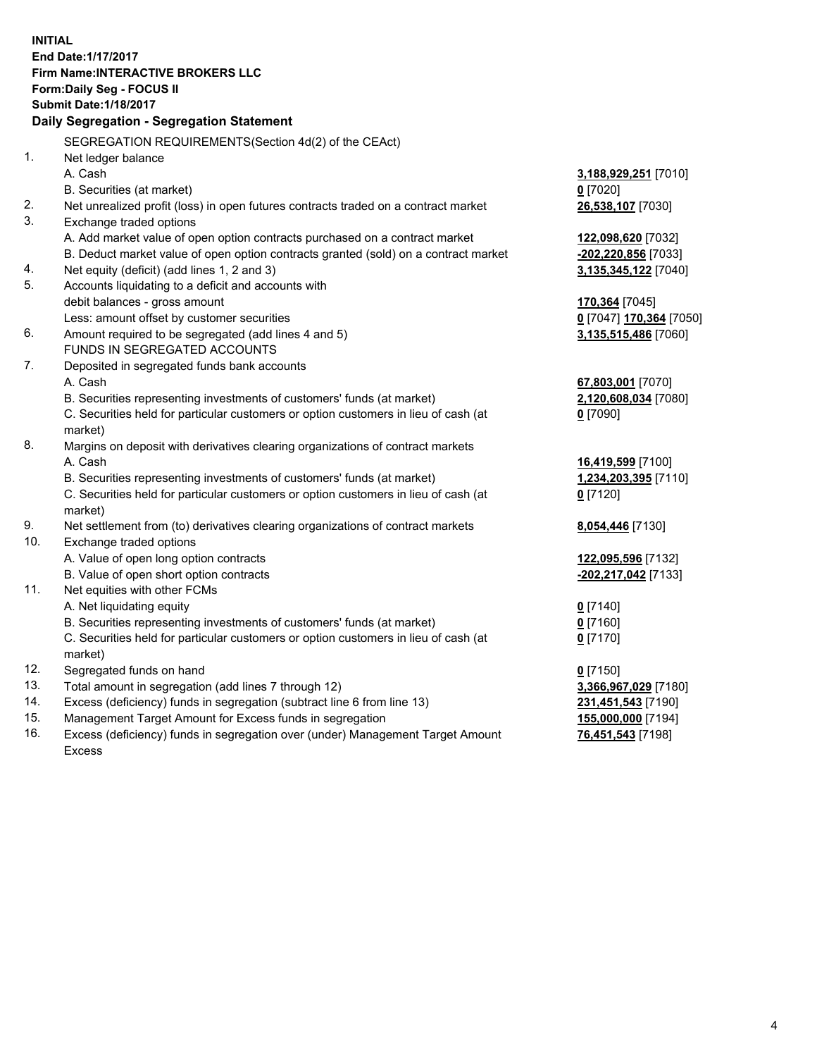**INITIAL**
**End Date:1/17/2017**
**Firm Name:INTERACTIVE BROKERS LLC**
**Form:Daily Seg - FOCUS II**
**Submit Date:1/18/2017**
**Daily Segregation - Segregation Statement**

SEGREGATION REQUIREMENTS(Section 4d(2) of the CEAct)

| | | |
|---|---|---|
| 1. | Net ledger balance | |
| | A. Cash | **3,188,929,251** [7010] |
| | B. Securities (at market) | **0** [7020] |
| 2. | Net unrealized profit (loss) in open futures contracts traded on a contract market | **26,538,107** [7030] |
| 3. | Exchange traded options | |
| | A. Add market value of open option contracts purchased on a contract market | **122,098,620** [7032] |
| | B. Deduct market value of open option contracts granted (sold) on a contract market | **-202,220,856** [7033] |
| 4. | Net equity (deficit) (add lines 1, 2 and 3) | **3,135,345,122** [7040] |
| 5. | Accounts liquidating to a deficit and accounts with | |
| | debit balances - gross amount | **170,364** [7045] |
| | Less: amount offset by customer securities | **0** [7047] **170,364** [7050] |
| 6. | Amount required to be segregated (add lines 4 and 5) | **3,135,515,486** [7060] |
| | FUNDS IN SEGREGATED ACCOUNTS | |
| 7. | Deposited in segregated funds bank accounts | |
| | A. Cash | **67,803,001** [7070] |
| | B. Securities representing investments of customers' funds (at market) | **2,120,608,034** [7080] |
| | C. Securities held for particular customers or option customers in lieu of cash (at market) | **0** [7090] |
| 8. | Margins on deposit with derivatives clearing organizations of contract markets | |
| | A. Cash | **16,419,599** [7100] |
| | B. Securities representing investments of customers' funds (at market) | **1,234,203,395** [7110] |
| | C. Securities held for particular customers or option customers in lieu of cash (at market) | **0** [7120] |
| 9. | Net settlement from (to) derivatives clearing organizations of contract markets | **8,054,446** [7130] |
| 10. | Exchange traded options | |
| | A. Value of open long option contracts | **122,095,596** [7132] |
| | B. Value of open short option contracts | **-202,217,042** [7133] |
| 11. | Net equities with other FCMs | |
| | A. Net liquidating equity | **0** [7140] |
| | B. Securities representing investments of customers' funds (at market) | **0** [7160] |
| | C. Securities held for particular customers or option customers in lieu of cash (at market) | **0** [7170] |
| 12. | Segregated funds on hand | **0** [7150] |
| 13. | Total amount in segregation (add lines 7 through 12) | **3,366,967,029** [7180] |
| 14. | Excess (deficiency) funds in segregation (subtract line 6 from line 13) | **231,451,543** [7190] |
| 15. | Management Target Amount for Excess funds in segregation | **155,000,000** [7194] |
| 16. | Excess (deficiency) funds in segregation over (under) Management Target Amount Excess | **76,451,543** [7198] |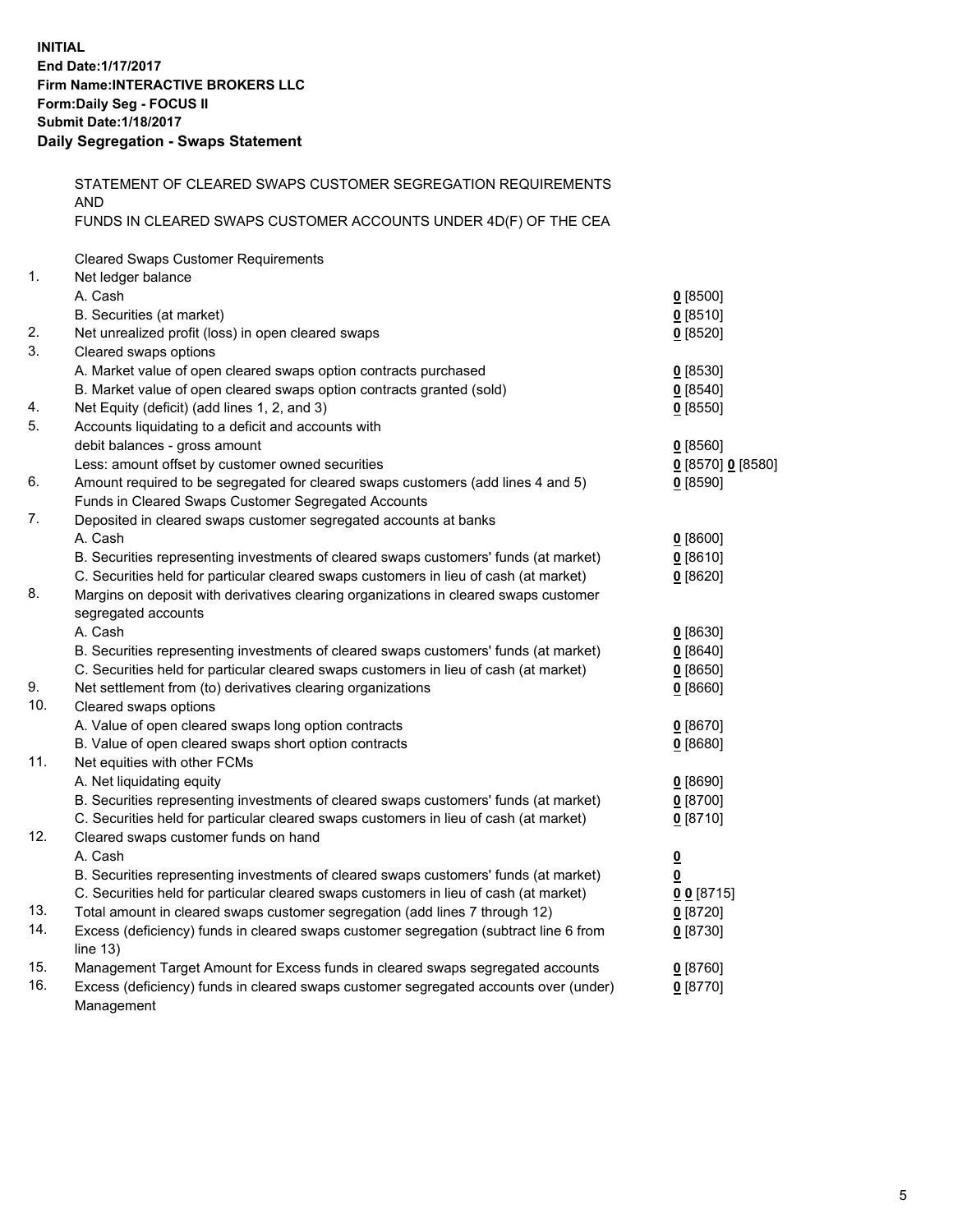**INITIAL**
**End Date:1/17/2017**
**Firm Name:INTERACTIVE BROKERS LLC**
**Form:Daily Seg - FOCUS II**
**Submit Date:1/18/2017**
**Daily Segregation - Swaps Statement**

STATEMENT OF CLEARED SWAPS CUSTOMER SEGREGATION REQUIREMENTS
AND
FUNDS IN CLEARED SWAPS CUSTOMER ACCOUNTS UNDER 4D(F) OF THE CEA

| | | |
|---|---|---|
| | Cleared Swaps Customer Requirements | |
| 1. | Net ledger balance | |
| | A. Cash | 0 [8500] |
| | B. Securities (at market) | 0 [8510] |
| 2. | Net unrealized profit (loss) in open cleared swaps | 0 [8520] |
| 3. | Cleared swaps options | |
| | A. Market value of open cleared swaps option contracts purchased | 0 [8530] |
| | B. Market value of open cleared swaps option contracts granted (sold) | 0 [8540] |
| 4. | Net Equity (deficit) (add lines 1, 2, and 3) | 0 [8550] |
| 5. | Accounts liquidating to a deficit and accounts with | |
| | debit balances - gross amount | 0 [8560] |
| | Less: amount offset by customer owned securities | 0 [8570] 0 [8580] |
| 6. | Amount required to be segregated for cleared swaps customers (add lines 4 and 5) | 0 [8590] |
| | Funds in Cleared Swaps Customer Segregated Accounts | |
| 7. | Deposited in cleared swaps customer segregated accounts at banks | |
| | A. Cash | 0 [8600] |
| | B. Securities representing investments of cleared swaps customers' funds (at market) | 0 [8610] |
| | C. Securities held for particular cleared swaps customers in lieu of cash (at market) | 0 [8620] |
| 8. | Margins on deposit with derivatives clearing organizations in cleared swaps customer segregated accounts | |
| | A. Cash | 0 [8630] |
| | B. Securities representing investments of cleared swaps customers' funds (at market) | 0 [8640] |
| | C. Securities held for particular cleared swaps customers in lieu of cash (at market) | 0 [8650] |
| 9. | Net settlement from (to) derivatives clearing organizations | 0 [8660] |
| 10. | Cleared swaps options | |
| | A. Value of open cleared swaps long option contracts | 0 [8670] |
| | B. Value of open cleared swaps short option contracts | 0 [8680] |
| 11. | Net equities with other FCMs | |
| | A. Net liquidating equity | 0 [8690] |
| | B. Securities representing investments of cleared swaps customers' funds (at market) | 0 [8700] |
| | C. Securities held for particular cleared swaps customers in lieu of cash (at market) | 0 [8710] |
| 12. | Cleared swaps customer funds on hand | |
| | A. Cash | 0 |
| | B. Securities representing investments of cleared swaps customers' funds (at market) | 0 |
| | C. Securities held for particular cleared swaps customers in lieu of cash (at market) | 0 0 [8715] |
| 13. | Total amount in cleared swaps customer segregation (add lines 7 through 12) | 0 [8720] |
| 14. | Excess (deficiency) funds in cleared swaps customer segregation (subtract line 6 from line 13) | 0 [8730] |
| 15. | Management Target Amount for Excess funds in cleared swaps segregated accounts | 0 [8760] |
| 16. | Excess (deficiency) funds in cleared swaps customer segregated accounts over (under) Management | 0 [8770] |